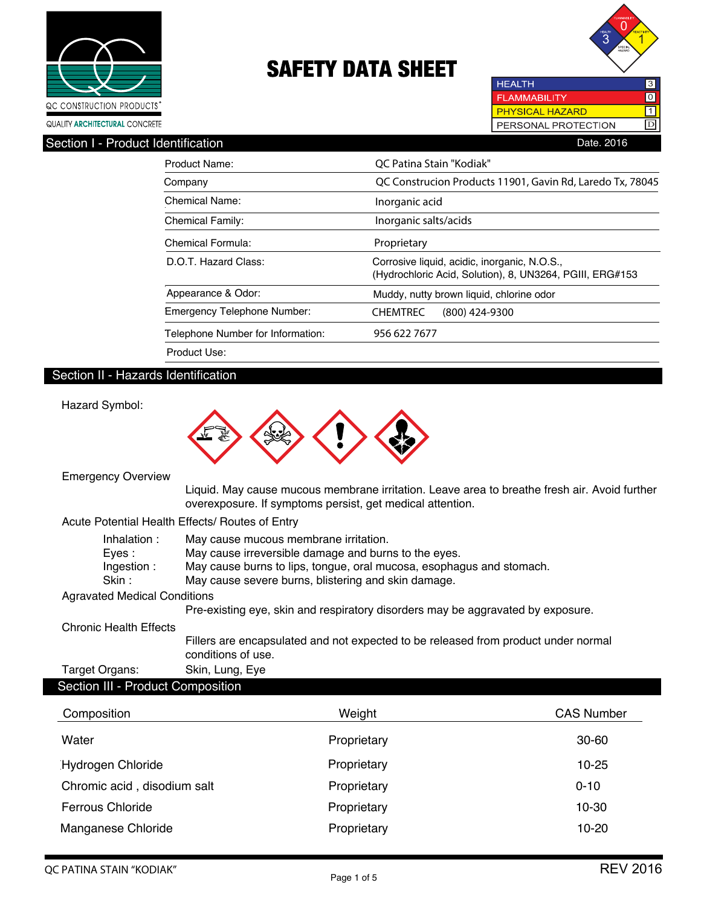QC CONSTRUCTION PRODUCTS®

QUALITY ARCHITECTURAL CONCRETE

# SAFETY DATA SHEET

| | |
|---|---|
| HEALTH | 3 |
| FLAMMABILITY | 0 |
| PHYSICAL HAZARD | 1 |
| PERSONAL PROTECTION | D |

## Section I - Product Identification

Date. 2016

| | |
|---|---|
| Product Name: | QC Patina Stain "Kodiak" |
| Company | QC Construcion Products 11901, Gavin Rd, Laredo Tx, 78045 |
| Chemical Name: | Inorganic acid |
| Chemical Family: | Inorganic salts/acids |
| Chemical Formula: | Proprietary |
| D.O.T. Hazard Class: | Corrosive liquid, acidic, inorganic, N.O.S., (Hydrochloric Acid, Solution), 8, UN3264, PGIII, ERG#153 |
| Appearance & Odor: | Muddy, nutty brown liquid, chlorine odor |
| Emergency Telephone Number: | CHEMTREC (800) 424-9300 |
| Telephone Number for Information: | 956 622 7677 |
| Product Use: | |

## Section II - Hazards Identification

Hazard Symbol:

**Emergency Overview**

Liquid. May cause mucous membrane irritation. Leave area to breathe fresh air. Avoid further overexposure. If symptoms persist, get medical attention.

**Acute Potential Health Effects/ Routes of Entry**

- Inhalation : May cause mucous membrane irritation.
- Eyes : May cause irreversible damage and burns to the eyes.
- Ingestion : May cause burns to lips, tongue, oral mucosa, esophagus and stomach.
- Skin : May cause severe burns, blistering and skin damage.

**Agravated Medical Conditions**

Pre-existing eye, skin and respiratory disorders may be aggravated by exposure.

**Chronic Health Effects**

Fillers are encapsulated and not expected to be released from product under normal conditions of use.

**Target Organs:** Skin, Lung, Eye

## Section III - Product Composition

| Composition | Weight | CAS Number |
|---|---|---|
| Water | Proprietary | 30-60 |
| Hydrogen Chloride | Proprietary | 10-25 |
| Chromic acid , disodium salt | Proprietary | 0-10 |
| Ferrous Chloride | Proprietary | 10-30 |
| Manganese Chloride | Proprietary | 10-20 |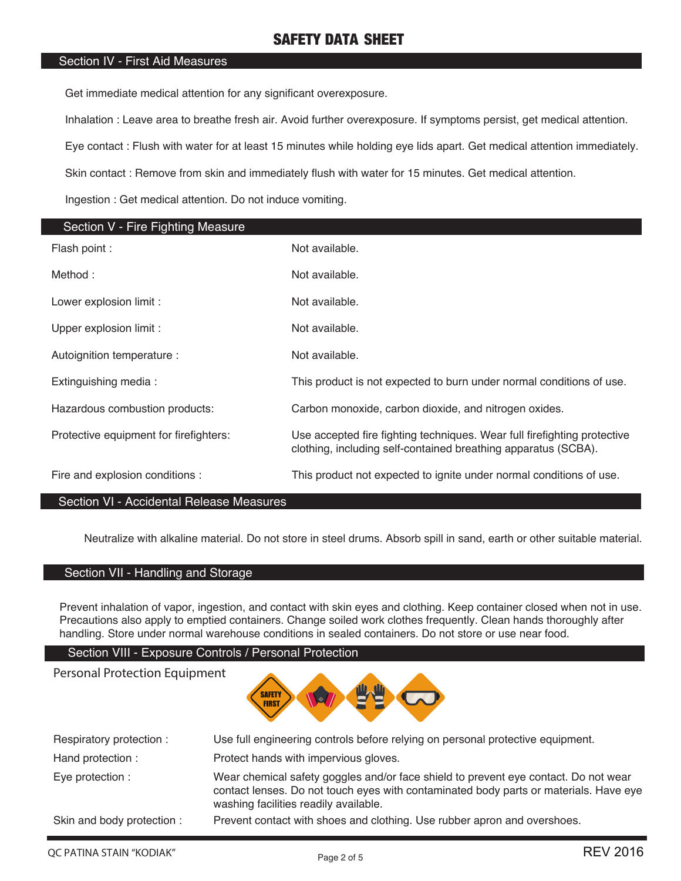# SAFETY DATA SHEET

## Section IV - First Aid Measures

Get immediate medical attention for any significant overexposure.

Inhalation : Leave area to breathe fresh air. Avoid further overexposure. If symptoms persist, get medical attention.

Eye contact : Flush with water for at least 15 minutes while holding eye lids apart. Get medical attention immediately.

Skin contact : Remove from skin and immediately flush with water for 15 minutes. Get medical attention.

Ingestion : Get medical attention. Do not induce vomiting.

## Section V - Fire Fighting Measure

| | |
|---|---|
| Flash point : | Not available. |
| Method : | Not available. |
| Lower explosion limit : | Not available. |
| Upper explosion limit : | Not available. |
| Autoignition temperature : | Not available. |
| Extinguishing media : | This product is not expected to burn under normal conditions of use. |
| Hazardous combustion products: | Carbon monoxide, carbon dioxide, and nitrogen oxides. |
| Protective equipment for firefighters: | Use accepted fire fighting techniques. Wear full firefighting protective clothing, including self-contained breathing apparatus (SCBA). |
| Fire and explosion conditions : | This product not expected to ignite under normal conditions of use. |

## Section VI - Accidental Release Measures

Neutralize with alkaline material. Do not store in steel drums. Absorb spill in sand, earth or other suitable material.

## Section VII - Handling and Storage

Prevent inhalation of vapor, ingestion, and contact with skin eyes and clothing. Keep container closed when not in use. Precautions also apply to emptied containers. Change soiled work clothes frequently. Clean hands thoroughly after handling. Store under normal warehouse conditions in sealed containers. Do not store or use near food.

## Section VIII - Exposure Controls / Personal Protection

### Personal Protection Equipment

| | |
|---|---|
| Respiratory protection : | Use full engineering controls before relying on personal protective equipment. |
| Hand protection : | Protect hands with impervious gloves. |
| Eye protection : | Wear chemical safety goggles and/or face shield to prevent eye contact. Do not wear contact lenses. Do not touch eyes with contaminated body parts or materials. Have eye washing facilities readily available. |
| Skin and body protection : | Prevent contact with shoes and clothing. Use rubber apron and overshoes. |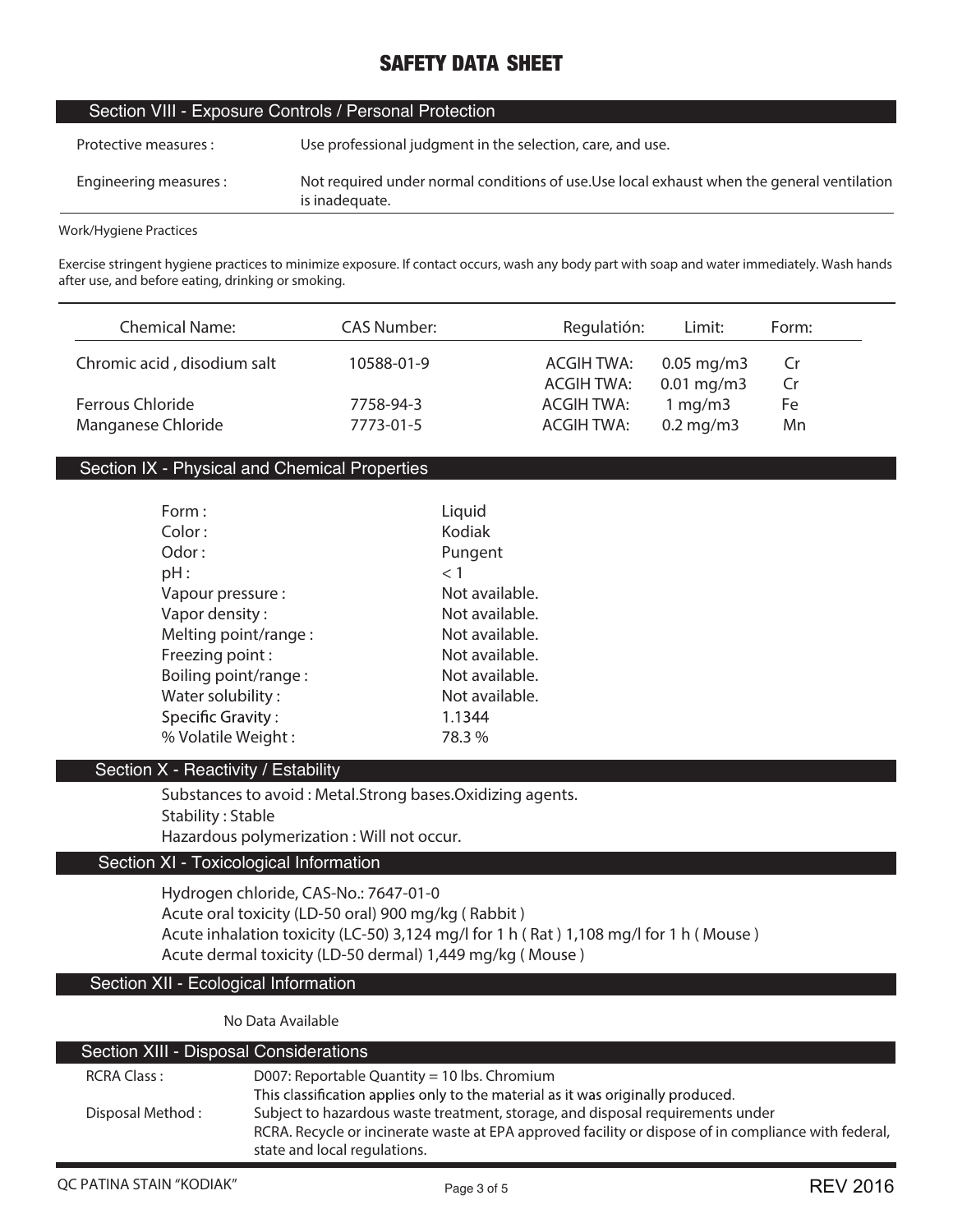# SAFETY DATA SHEET

## Section VIII - Exposure Controls / Personal Protection

| | |
|---|---|
| Protective measures : | Use professional judgment in the selection, care, and use. |
| Engineering measures : | Not required under normal conditions of use.Use local exhaust when the general ventilation is inadequate. |

Work/Hygiene Practices

Exercise stringent hygiene practices to minimize exposure. If contact occurs, wash any body part with soap and water immediately. Wash hands after use, and before eating, drinking or smoking.

| Chemical Name: | CAS Number: | Regulatión: | Limit: | Form: |
|---|---|---|---|---|
| Chromic acid , disodium salt | 10588-01-9 | ACGIH TWA: | 0.05 mg/m3 | Cr |
| | | ACGIH TWA: | 0.01 mg/m3 | Cr |
| Ferrous Chloride | 7758-94-3 | ACGIH TWA: | 1 mg/m3 | Fe |
| Manganese Chloride | 7773-01-5 | ACGIH TWA: | 0.2 mg/m3 | Mn |

## Section IX - Physical and Chemical Properties

| | |
|---|---|
| Form : | Liquid |
| Color : | Kodiak |
| Odor : | Pungent |
| pH : | < 1 |
| Vapour pressure : | Not available. |
| Vapor density : | Not available. |
| Melting point/range : | Not available. |
| Freezing point : | Not available. |
| Boiling point/range : | Not available. |
| Water solubility : | Not available. |
| Specific Gravity : | 1.1344 |
| % Volatile Weight : | 78.3 % |

## Section X - Reactivity / Estability

Substances to avoid : Metal.Strong bases.Oxidizing agents.
Stability : Stable
Hazardous polymerization : Will not occur.

## Section XI - Toxicological Information

Hydrogen chloride, CAS-No.: 7647-01-0
Acute oral toxicity (LD-50 oral) 900 mg/kg ( Rabbit )
Acute inhalation toxicity (LC-50) 3,124 mg/l for 1 h ( Rat ) 1,108 mg/l for 1 h ( Mouse )
Acute dermal toxicity (LD-50 dermal) 1,449 mg/kg ( Mouse )

## Section XII - Ecological Information

No Data Available

## Section XIII - Disposal Considerations

| | |
|---|---|
| RCRA Class : | D007: Reportable Quantity = 10 lbs. Chromium<br>This classification applies only to the material as it was originally produced. |
| Disposal Method : | Subject to hazardous waste treatment, storage, and disposal requirements under RCRA. Recycle or incinerate waste at EPA approved facility or dispose of in compliance with federal, state and local regulations. |

QC PATINA STAIN "KODIAK" REV 2016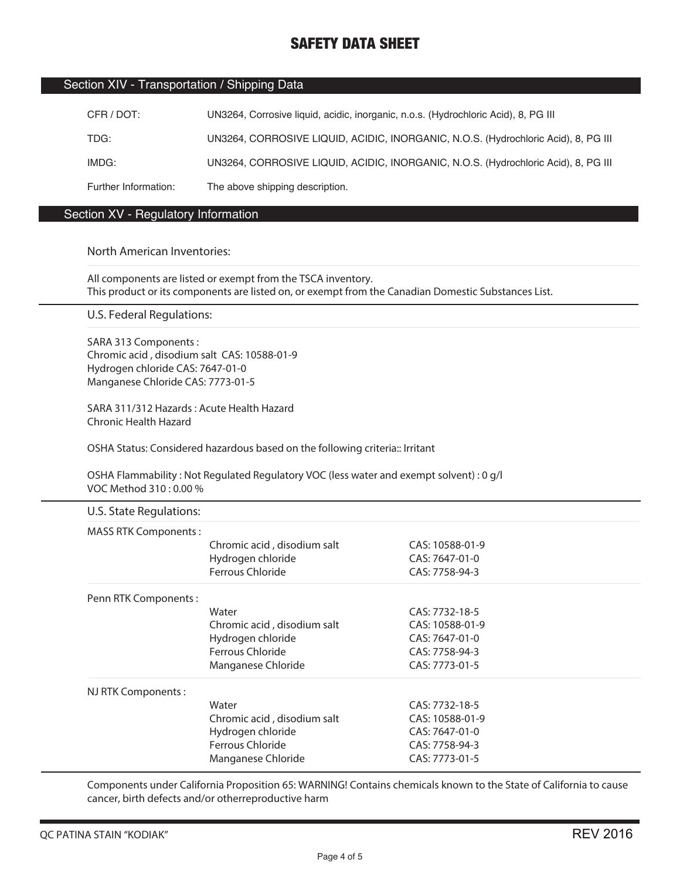# SAFETY DATA SHEET

## Section XIV - Transportation / Shipping Data

| | |
|---|---|
| CFR / DOT: | UN3264, Corrosive liquid, acidic, inorganic, n.o.s. (Hydrochloric Acid), 8, PG III |
| TDG: | UN3264, CORROSIVE LIQUID, ACIDIC, INORGANIC, N.O.S. (Hydrochloric Acid), 8, PG III |
| IMDG: | UN3264, CORROSIVE LIQUID, ACIDIC, INORGANIC, N.O.S. (Hydrochloric Acid), 8, PG III |
| Further Information: | The above shipping description. |

## Section XV - Regulatory Information

### North American Inventories:

All components are listed or exempt from the TSCA inventory.
This product or its components are listed on, or exempt from the Canadian Domestic Substances List.

### U.S. Federal Regulations:

SARA 313 Components :
Chromic acid , disodium salt CAS: 10588-01-9
Hydrogen chloride CAS: 7647-01-0
Manganese Chloride CAS: 7773-01-5

SARA 311/312 Hazards : Acute Health Hazard
Chronic Health Hazard

OSHA Status: Considered hazardous based on the following criteria:: Irritant

OSHA Flammability : Not Regulated Regulatory VOC (less water and exempt solvent) : 0 g/l
VOC Method 310 : 0.00 %

### U.S. State Regulations:

| | | |
|---|---|---|
| MASS RTK Components : | Chromic acid , disodium salt | CAS: 10588-01-9 |
| | Hydrogen chloride | CAS: 7647-01-0 |
| | Ferrous Chloride | CAS: 7758-94-3 |
| Penn RTK Components : | Water | CAS: 7732-18-5 |
| | Chromic acid , disodium salt | CAS: 10588-01-9 |
| | Hydrogen chloride | CAS: 7647-01-0 |
| | Ferrous Chloride | CAS: 7758-94-3 |
| | Manganese Chloride | CAS: 7773-01-5 |
| NJ RTK Components : | Water | CAS: 7732-18-5 |
| | Chromic acid , disodium salt | CAS: 10588-01-9 |
| | Hydrogen chloride | CAS: 7647-01-0 |
| | Ferrous Chloride | CAS: 7758-94-3 |
| | Manganese Chloride | CAS: 7773-01-5 |

Components under California Proposition 65: WARNING! Contains chemicals known to the State of California to cause cancer, birth defects and/or otherreproductive harm

QC PATINA STAIN "KODIAK" REV 2016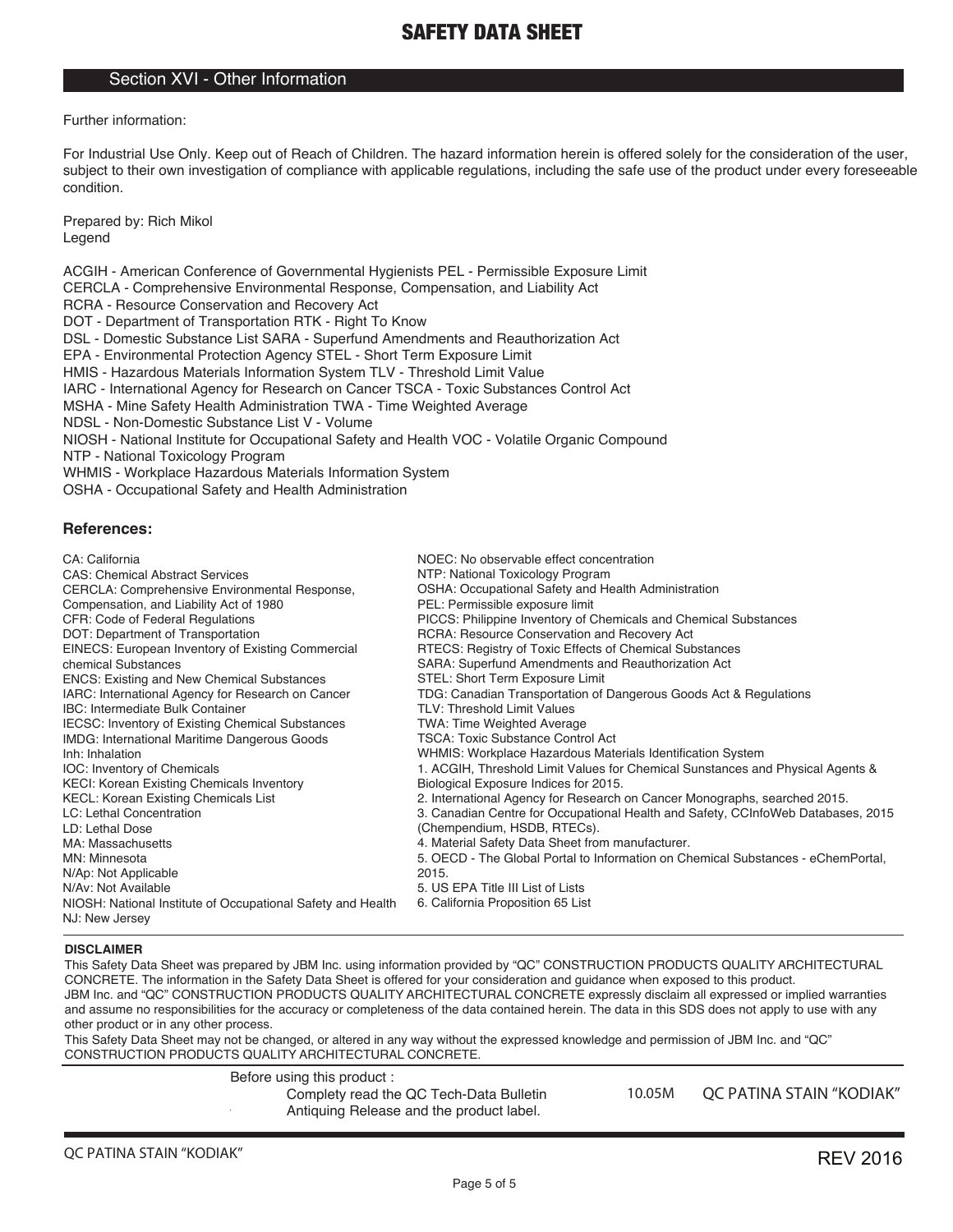## Section XVI - Other Information

Further information:

For Industrial Use Only. Keep out of Reach of Children. The hazard information herein is offered solely for the consideration of the user, subject to their own investigation of compliance with applicable regulations, including the safe use of the product under every foreseeable condition.

Prepared by: Rich Mikol
Legend

ACGIH - American Conference of Governmental Hygienists PEL - Permissible Exposure Limit
CERCLA - Comprehensive Environmental Response, Compensation, and Liability Act
RCRA - Resource Conservation and Recovery Act
DOT - Department of Transportation RTK - Right To Know
DSL - Domestic Substance List SARA - Superfund Amendments and Reauthorization Act
EPA - Environmental Protection Agency STEL - Short Term Exposure Limit
HMIS - Hazardous Materials Information System TLV - Threshold Limit Value
IARC - International Agency for Research on Cancer TSCA - Toxic Substances Control Act
MSHA - Mine Safety Health Administration TWA - Time Weighted Average
NDSL - Non-Domestic Substance List V - Volume
NIOSH - National Institute for Occupational Safety and Health VOC - Volatile Organic Compound
NTP - National Toxicology Program
WHMIS - Workplace Hazardous Materials Information System
OSHA - Occupational Safety and Health Administration

### References:

CA: California
CAS: Chemical Abstract Services
CERCLA: Comprehensive Environmental Response, Compensation, and Liability Act of 1980
CFR: Code of Federal Regulations
DOT: Department of Transportation
EINECS: European Inventory of Existing Commercial chemical Substances
ENCS: Existing and New Chemical Substances
IARC: International Agency for Research on Cancer
IBC: Intermediate Bulk Container
IECSC: Inventory of Existing Chemical Substances
IMDG: International Maritime Dangerous Goods
Inh: Inhalation
IOC: Inventory of Chemicals
KECI: Korean Existing Chemicals Inventory
KECL: Korean Existing Chemicals List
LC: Lethal Concentration
LD: Lethal Dose
MA: Massachusetts
MN: Minnesota
N/Ap: Not Applicable
N/Av: Not Available
NIOSH: National Institute of Occupational Safety and Health
NJ: New Jersey
NOEC: No observable effect concentration
NTP: National Toxicology Program
OSHA: Occupational Safety and Health Administration
PEL: Permissible exposure limit
PICCS: Philippine Inventory of Chemicals and Chemical Substances
RCRA: Resource Conservation and Recovery Act
RTECS: Registry of Toxic Effects of Chemical Substances
SARA: Superfund Amendments and Reauthorization Act
STEL: Short Term Exposure Limit
TDG: Canadian Transportation of Dangerous Goods Act & Regulations
TLV: Threshold Limit Values
TWA: Time Weighted Average
TSCA: Toxic Substance Control Act
WHMIS: Workplace Hazardous Materials Identification System

1. ACGIH, Threshold Limit Values for Chemical Sunstances and Physical Agents & Biological Exposure Indices for 2015.
2. International Agency for Research on Cancer Monographs, searched 2015.
3. Canadian Centre for Occupational Health and Safety, CCInfoWeb Databases, 2015 (Chempendium, HSDB, RTECs).
4. Material Safety Data Sheet from manufacturer.
5. OECD - The Global Portal to Information on Chemical Substances - eChemPortal, 2015.
5. US EPA Title III List of Lists
6. California Proposition 65 List

**DISCLAIMER**

This Safety Data Sheet was prepared by JBM Inc. using information provided by "QC" CONSTRUCTION PRODUCTS QUALITY ARCHITECTURAL CONCRETE. The information in the Safety Data Sheet is offered for your consideration and guidance when exposed to this product. JBM Inc. and "QC" CONSTRUCTION PRODUCTS QUALITY ARCHITECTURAL CONCRETE expressly disclaim all expressed or implied warranties and assume no responsibilities for the accuracy or completeness of the data contained herein. The data in this SDS does not apply to use with any other product or in any other process.

This Safety Data Sheet may not be changed, or altered in any way without the expressed knowledge and permission of JBM Inc. and "QC" CONSTRUCTION PRODUCTS QUALITY ARCHITECTURAL CONCRETE.

Before using this product :
Complety read the QC Tech-Data Bulletin Antiquing Release and the product label.

10.05M QC PATINA STAIN "KODIAK"